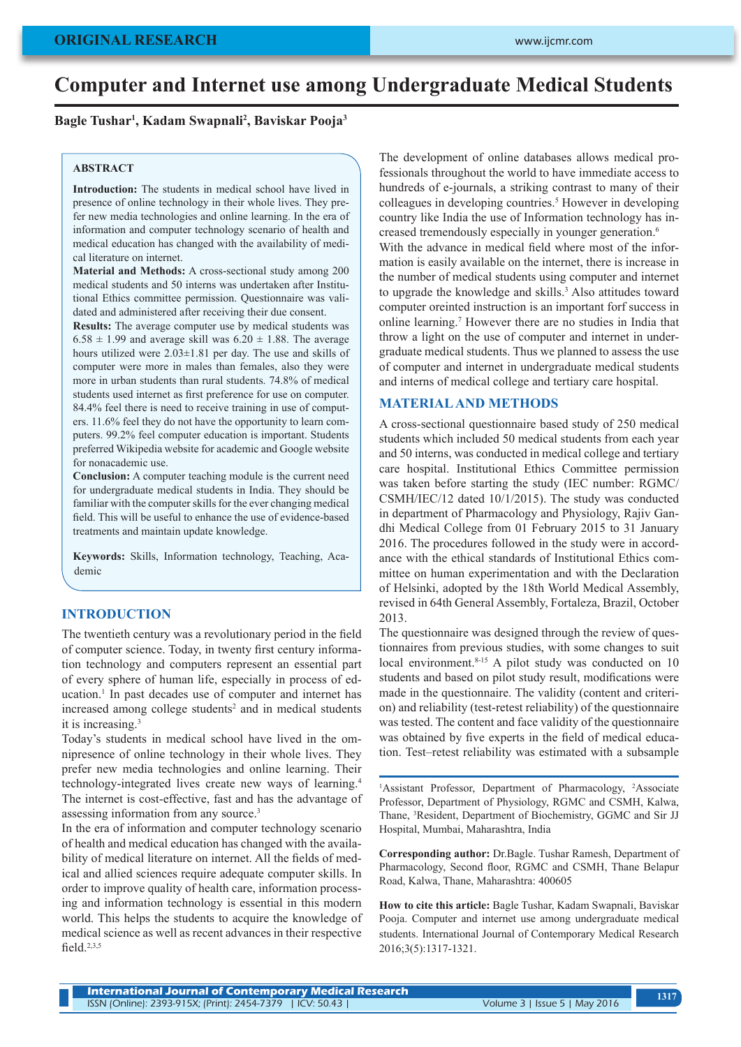ORIGINAL RESEARCH

# Computer and Internet use among Undergraduate Medical Students

**Bagle Tushar[1], Kadam Swapnali[2], Baviskar Pooja[3]**

## ABSTRACT

**Introduction:** The students in medical school have lived in presence of online technology in their whole lives. They prefer new media technologies and online learning. In the era of information and computer technology scenario of health and medical education has changed with the availability of medical literature on internet.

**Material and Methods:** A cross-sectional study among 200 medical students and 50 interns was undertaken after Institutional Ethics committee permission. Questionnaire was validated and administered after receiving their due consent.

**Results:** The average computer use by medical students was 6.58 ± 1.99 and average skill was 6.20 ± 1.88. The average hours utilized were 2.03±1.81 per day. The use and skills of computer were more in males than females, also they were more in urban students than rural students. 74.8% of medical students used internet as first preference for use on computer. 84.4% feel there is need to receive training in use of computers. 11.6% feel they do not have the opportunity to learn computers. 99.2% feel computer education is important. Students preferred Wikipedia website for academic and Google website for nonacademic use.

**Conclusion:** A computer teaching module is the current need for undergraduate medical students in India. They should be familiar with the computer skills for the ever changing medical field. This will be useful to enhance the use of evidence-based treatments and maintain update knowledge.

**Keywords:** Skills, Information technology, Teaching, Academic

## INTRODUCTION

The twentieth century was a revolutionary period in the field of computer science. Today, in twenty first century information technology and computers represent an essential part of every sphere of human life, especially in process of education.[1] In past decades use of computer and internet has increased among college students[2] and in medical students it is increasing.[3]

Today's students in medical school have lived in the omnipresence of online technology in their whole lives. They prefer new media technologies and online learning. Their technology-integrated lives create new ways of learning.[4] The internet is cost-effective, fast and has the advantage of assessing information from any source.[3]

In the era of information and computer technology scenario of health and medical education has changed with the availability of medical literature on internet. All the fields of medical and allied sciences require adequate computer skills. In order to improve quality of health care, information processing and information technology is essential in this modern world. This helps the students to acquire the knowledge of medical science as well as recent advances in their respective field.[2,3,5]

The development of online databases allows medical professionals throughout the world to have immediate access to hundreds of e-journals, a striking contrast to many of their colleagues in developing countries.[5] However in developing country like India the use of Information technology has increased tremendously especially in younger generation.[6]

With the advance in medical field where most of the information is easily available on the internet, there is increase in the number of medical students using computer and internet to upgrade the knowledge and skills.[3] Also attitudes toward computer oreinted instruction is an important forf success in online learning.[7] However there are no studies in India that throw a light on the use of computer and internet in undergraduate medical students. Thus we planned to assess the use of computer and internet in undergraduate medical students and interns of medical college and tertiary care hospital.

## MATERIAL AND METHODS

A cross-sectional questionnaire based study of 250 medical students which included 50 medical students from each year and 50 interns, was conducted in medical college and tertiary care hospital. Institutional Ethics Committee permission was taken before starting the study (IEC number: RGMC/CSMH/IEC/12 dated 10/1/2015). The study was conducted in department of Pharmacology and Physiology, Rajiv Gandhi Medical College from 01 February 2015 to 31 January 2016. The procedures followed in the study were in accordance with the ethical standards of Institutional Ethics committee on human experimentation and with the Declaration of Helsinki, adopted by the 18th World Medical Assembly, revised in 64th General Assembly, Fortaleza, Brazil, October 2013.

The questionnaire was designed through the review of questionnaires from previous studies, with some changes to suit local environment.[8-15] A pilot study was conducted on 10 students and based on pilot study result, modifications were made in the questionnaire. The validity (content and criterion) and reliability (test-retest reliability) of the questionnaire was tested. The content and face validity of the questionnaire was obtained by five experts in the field of medical education. Test–retest reliability was estimated with a subsample

[1]Assistant Professor, Department of Pharmacology, [2]Associate Professor, Department of Physiology, RGMC and CSMH, Kalwa, Thane, [3]Resident, Department of Biochemistry, GGMC and Sir JJ Hospital, Mumbai, Maharashtra, India

**Corresponding author:** Dr.Bagle. Tushar Ramesh, Department of Pharmacology, Second floor, RGMC and CSMH, Thane Belapur Road, Kalwa, Thane, Maharashtra: 400605

**How to cite this article:** Bagle Tushar, Kadam Swapnali, Baviskar Pooja. Computer and internet use among undergraduate medical students. International Journal of Contemporary Medical Research 2016;3(5):1317-1321.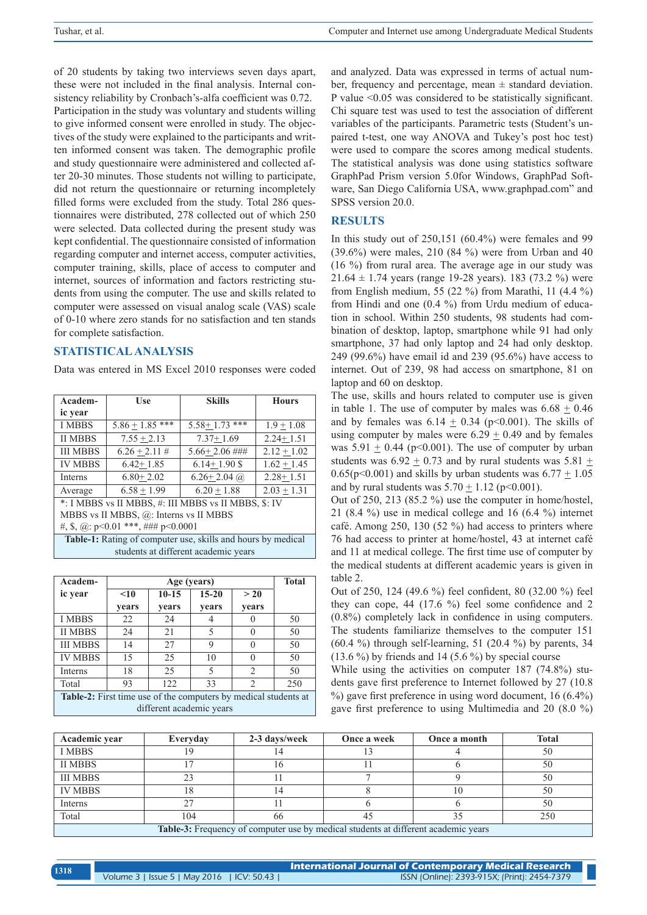of 20 students by taking two interviews seven days apart, these were not included in the final analysis. Internal consistency reliability by Cronbach's-alfa coefficient was 0.72. Participation in the study was voluntary and students willing to give informed consent were enrolled in study. The objectives of the study were explained to the participants and written informed consent was taken. The demographic profile and study questionnaire were administered and collected after 20-30 minutes. Those students not willing to participate, did not return the questionnaire or returning incompletely filled forms were excluded from the study. Total 286 questionnaires were distributed, 278 collected out of which 250 were selected. Data collected during the present study was kept confidential. The questionnaire consisted of information regarding computer and internet access, computer activities, computer training, skills, place of access to computer and internet, sources of information and factors restricting students from using the computer. The use and skills related to computer were assessed on visual analog scale (VAS) scale of 0-10 where zero stands for no satisfaction and ten stands for complete satisfaction.

## STATISTICAL ANALYSIS

Data was entered in MS Excel 2010 responses were coded and analyzed. Data was expressed in terms of actual number, frequency and percentage, mean ± standard deviation. P value <0.05 was considered to be statistically significant. Chi square test was used to test the association of different variables of the participants. Parametric tests (Student's unpaired t-test, one way ANOVA and Tukey's post hoc test) were used to compare the scores among medical students. The statistical analysis was done using statistics software GraphPad Prism version 5.0for Windows, GraphPad Software, San Diego California USA, www.graphpad.com" and SPSS version 20.0.

| Academic year | Use | Skills | Hours |
|---|---|---|---|
| I MBBS | 5.86 ± 1.85 *** | 5.58± 1.73 *** | 1.9 ± 1.08 |
| II MBBS | 7.55 ± 2.13 | 7.37± 1.69 | 2.24± 1.51 |
| III MBBS | 6.26 ± 2.11 # | 5.66± 2.06 ### | 2.12 ± 1.02 |
| IV MBBS | 6.42± 1.85 | 6.14± 1.90 $ | 1.62 ± 1.45 |
| Interns | 6.80± 2.02 | 6.26± 2.04 @ | 2.28± 1.51 |
| Average | 6.58 ± 1.99 | 6.20 ± 1.88 | 2.03 ± 1.31 |

*: I MBBS vs II MBBS, #: III MBBS vs II MBBS, $: IV MBBS vs II MBBS, @: Interns vs II MBBS
#, $, @: p<0.01 ***, ### p<0.0001

**Table-1:** Rating of computer use, skills and hours by medical students at different academic years

| Academic year | Age (years) | | | | Total |
|---|---|---|---|---|---|
| | <10 years | 10-15 years | 15-20 years | > 20 years | |
| I MBBS | 22 | 24 | 4 | 0 | 50 |
| II MBBS | 24 | 21 | 5 | 0 | 50 |
| III MBBS | 14 | 27 | 9 | 0 | 50 |
| IV MBBS | 15 | 25 | 10 | 0 | 50 |
| Interns | 18 | 25 | 5 | 2 | 50 |
| Total | 93 | 122 | 33 | 2 | 250 |

**Table-2:** First time use of the computers by medical students at different academic years

## RESULTS

In this study out of 250,151 (60.4%) were females and 99 (39.6%) were males, 210 (84 %) were from Urban and 40 (16 %) from rural area. The average age in our study was 21.64 ± 1.74 years (range 19-28 years). 183 (73.2 %) were from English medium, 55 (22 %) from Marathi, 11 (4.4 %) from Hindi and one (0.4 %) from Urdu medium of education in school. Within 250 students, 98 students had combination of desktop, laptop, smartphone while 91 had only smartphone, 37 had only laptop and 24 had only desktop. 249 (99.6%) have email id and 239 (95.6%) have access to internet. Out of 239, 98 had access on smartphone, 81 on laptop and 60 on desktop.

The use, skills and hours related to computer use is given in table 1. The use of computer by males was 6.68 ± 0.46 and by females was 6.14 ± 0.34 (p<0.001). The skills of using computer by males were 6.29 ± 0.49 and by females was 5.91 ± 0.44 (p<0.001). The use of computer by urban students was 6.92 ± 0.73 and by rural students was 5.81 ± 0.65(p<0.001) and skills by urban students was 6.77 ± 1.05 and by rural students was 5.70 ± 1.12 (p<0.001).

Out of 250, 213 (85.2 %) use the computer in home/hostel, 21 (8.4 %) use in medical college and 16 (6.4 %) internet café. Among 250, 130 (52 %) had access to printers where 76 had access to printer at home/hostel, 43 at internet café and 11 at medical college. The first time use of computer by the medical students at different academic years is given in table 2.

Out of 250, 124 (49.6 %) feel confident, 80 (32.00 %) feel they can cope, 44 (17.6 %) feel some confidence and 2 (0.8%) completely lack in confidence in using computers. The students familiarize themselves to the computer 151 (60.4 %) through self-learning, 51 (20.4 %) by parents, 34 (13.6 %) by friends and 14 (5.6 %) by special course

While using the activities on computer 187 (74.8%) students gave first preference to Internet followed by 27 (10.8 %) gave first preference in using word document, 16 (6.4%) gave first preference to using Multimedia and 20 (8.0 %)

| Academic year | Everyday | 2-3 days/week | Once a week | Once a month | Total |
|---|---|---|---|---|---|
| I MBBS | 19 | 14 | 13 | 4 | 50 |
| II MBBS | 17 | 16 | 11 | 6 | 50 |
| III MBBS | 23 | 11 | 7 | 9 | 50 |
| IV MBBS | 18 | 14 | 8 | 10 | 50 |
| Interns | 27 | 11 | 6 | 6 | 50 |
| Total | 104 | 66 | 45 | 35 | 250 |

**Table-3:** Frequency of computer use by medical students at different academic years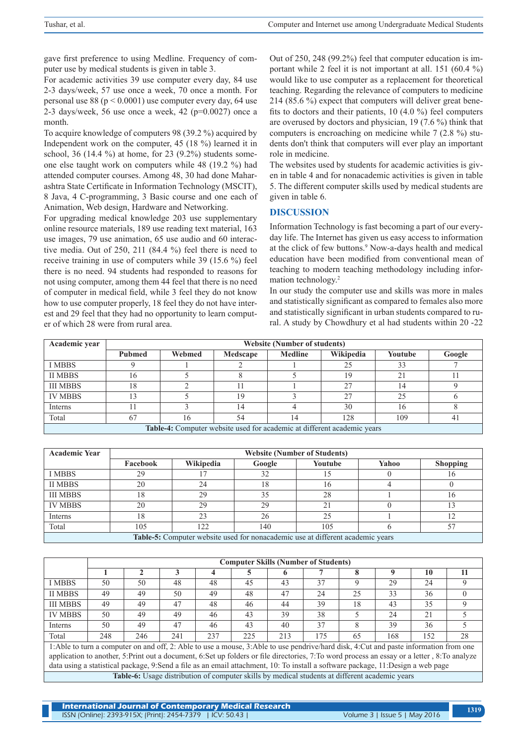gave first preference to using Medline. Frequency of computer use by medical students is given in table 3.

For academic activities 39 use computer every day, 84 use 2-3 days/week, 57 use once a week, 70 once a month. For personal use 88 ($p < 0.0001$) use computer every day, 64 use 2-3 days/week, 56 use once a week, 42 ($p=0.0027$) once a month.

To acquire knowledge of computers 98 (39.2 %) acquired by Independent work on the computer, 45 (18 %) learned it in school, 36 (14.4 %) at home, for 23 (9.2%) students someone else taught work on computers while 48 (19.2 %) had attended computer courses. Among 48, 30 had done Maharashtra State Certificate in Information Technology (MSCIT), 8 Java, 4 C-programming, 3 Basic course and one each of Animation, Web design, Hardware and Networking.

For upgrading medical knowledge 203 use supplementary online resource materials, 189 use reading text material, 163 use images, 79 use animation, 65 use audio and 60 interactive media. Out of 250, 211 (84.4 %) feel there is need to receive training in use of computers while 39 (15.6 %) feel there is no need. 94 students had responded to reasons for not using computer, among them 44 feel that there is no need of computer in medical field, while 3 feel they do not know how to use computer properly, 18 feel they do not have interest and 29 feel that they had no opportunity to learn computer of which 28 were from rural area.

Out of 250, 248 (99.2%) feel that computer education is important while 2 feel it is not important at all. 151 (60.4 %) would like to use computer as a replacement for theoretical teaching. Regarding the relevance of computers to medicine 214 (85.6 %) expect that computers will deliver great benefits to doctors and their patients, 10 (4.0 %) feel computers are overused by doctors and physician, 19 (7.6 %) think that computers is encroaching on medicine while 7 (2.8 %) students don't think that computers will ever play an important role in medicine.

The websites used by students for academic activities is given in table 4 and for nonacademic activities is given in table 5. The different computer skills used by medical students are given in table 6.

## DISCUSSION

Information Technology is fast becoming a part of our everyday life. The Internet has given us easy access to information at the click of few buttons.[9] Now-a-days health and medical education have been modified from conventional mean of teaching to modern teaching methodology including information technology.[2]

In our study the computer use and skills was more in males and statistically significant as compared to females also more and statistically significant in urban students compared to rural. A study by Chowdhury et al had students within 20 -22

| Academic year | Website (Number of students) | | | | | | |
|---|---|---|---|---|---|---|---|
| | Pubmed | Webmed | Medscape | Medline | Wikipedia | Youtube | Google |
| I MBBS | 9 | 1 | 2 | 1 | 25 | 33 | 7 |
| II MBBS | 16 | 5 | 8 | 5 | 19 | 21 | 11 |
| III MBBS | 18 | 2 | 11 | 1 | 27 | 14 | 9 |
| IV MBBS | 13 | 5 | 19 | 3 | 27 | 25 | 6 |
| Interns | 11 | 3 | 14 | 4 | 30 | 16 | 8 |
| Total | 67 | 16 | 54 | 14 | 128 | 109 | 41 |

**Table-4:** Computer website used for academic at different academic years

| Academic Year | Website (Number of Students) | | | | | |
|---|---|---|---|---|---|---|
| | Facebook | Wikipedia | Google | Youtube | Yahoo | Shopping |
| I MBBS | 29 | 17 | 32 | 15 | 0 | 16 |
| II MBBS | 20 | 24 | 18 | 16 | 4 | 0 |
| III MBBS | 18 | 29 | 35 | 28 | 1 | 16 |
| IV MBBS | 20 | 29 | 29 | 21 | 0 | 13 |
| Interns | 18 | 23 | 26 | 25 | 1 | 12 |
| Total | 105 | 122 | 140 | 105 | 6 | 57 |

**Table-5:** Computer website used for nonacademic use at different academic years

| | Computer Skills (Number of Students) | | | | | | | | | | |
|---|---|---|---|---|---|---|---|---|---|---|---|
| | 1 | 2 | 3 | 4 | 5 | 6 | 7 | 8 | 9 | 10 | 11 |
| I MBBS | 50 | 50 | 48 | 48 | 45 | 43 | 37 | 9 | 29 | 24 | 9 |
| II MBBS | 49 | 49 | 50 | 49 | 48 | 47 | 24 | 25 | 33 | 36 | 0 |
| III MBBS | 49 | 49 | 47 | 48 | 46 | 44 | 39 | 18 | 43 | 35 | 9 |
| IV MBBS | 50 | 49 | 49 | 46 | 43 | 39 | 38 | 5 | 24 | 21 | 5 |
| Interns | 50 | 49 | 47 | 46 | 43 | 40 | 37 | 8 | 39 | 36 | 5 |
| Total | 248 | 246 | 241 | 237 | 225 | 213 | 175 | 65 | 168 | 152 | 28 |

1:Able to turn a computer on and off, 2: Able to use a mouse, 3:Able to use pendrive/hard disk, 4:Cut and paste information from one application to another, 5:Print out a document, 6:Set up folders or file directories, 7:To word process an essay or a letter , 8:To analyze data using a statistical package, 9:Send a file as an email attachment, 10: To install a software package, 11:Design a web page

**Table-6:** Usage distribution of computer skills by medical students at different academic years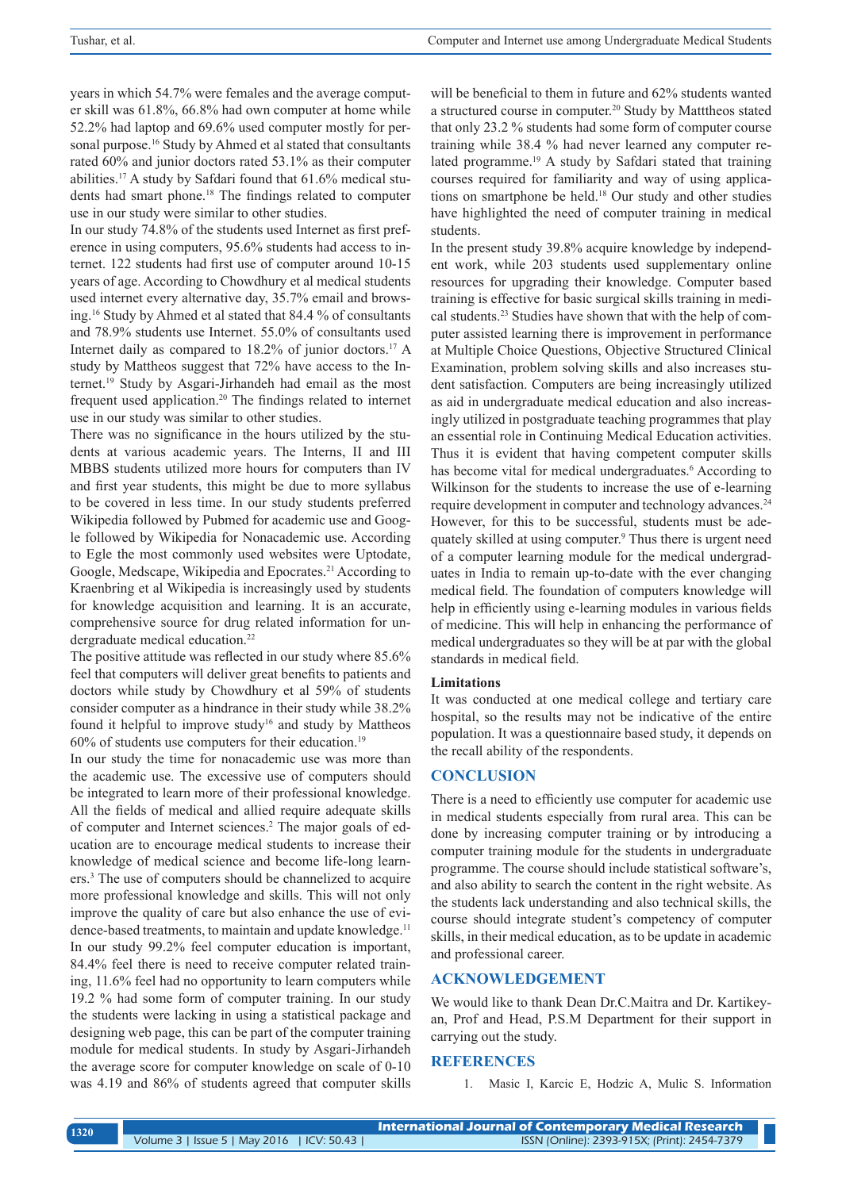years in which 54.7% were females and the average computer skill was 61.8%, 66.8% had own computer at home while 52.2% had laptop and 69.6% used computer mostly for personal purpose.[16] Study by Ahmed et al stated that consultants rated 60% and junior doctors rated 53.1% as their computer abilities.[17] A study by Safdari found that 61.6% medical students had smart phone.[18] The findings related to computer use in our study were similar to other studies.

In our study 74.8% of the students used Internet as first preference in using computers, 95.6% students had access to internet. 122 students had first use of computer around 10-15 years of age. According to Chowdhury et al medical students used internet every alternative day, 35.7% email and browsing.[16] Study by Ahmed et al stated that 84.4 % of consultants and 78.9% students use Internet. 55.0% of consultants used Internet daily as compared to 18.2% of junior doctors.[17] A study by Mattheos suggest that 72% have access to the Internet.[19] Study by Asgari-Jirhandeh had email as the most frequent used application.[20] The findings related to internet use in our study was similar to other studies.

There was no significance in the hours utilized by the students at various academic years. The Interns, II and III MBBS students utilized more hours for computers than IV and first year students, this might be due to more syllabus to be covered in less time. In our study students preferred Wikipedia followed by Pubmed for academic use and Google followed by Wikipedia for Nonacademic use. According to Egle the most commonly used websites were Uptodate, Google, Medscape, Wikipedia and Epocrates.[21] According to Kraenbring et al Wikipedia is increasingly used by students for knowledge acquisition and learning. It is an accurate, comprehensive source for drug related information for undergraduate medical education.[22]

The positive attitude was reflected in our study where 85.6% feel that computers will deliver great benefits to patients and doctors while study by Chowdhury et al 59% of students consider computer as a hindrance in their study while 38.2% found it helpful to improve study[16] and study by Mattheos 60% of students use computers for their education.[19]

In our study the time for nonacademic use was more than the academic use. The excessive use of computers should be integrated to learn more of their professional knowledge. All the fields of medical and allied require adequate skills of computer and Internet sciences.[2] The major goals of education are to encourage medical students to increase their knowledge of medical science and become life-long learners.[3] The use of computers should be channelized to acquire more professional knowledge and skills. This will not only improve the quality of care but also enhance the use of evidence-based treatments, to maintain and update knowledge.[11]

In our study 99.2% feel computer education is important, 84.4% feel there is need to receive computer related training, 11.6% feel had no opportunity to learn computers while 19.2 % had some form of computer training. In our study the students were lacking in using a statistical package and designing web page, this can be part of the computer training module for medical students. In study by Asgari-Jirhandeh the average score for computer knowledge on scale of 0-10 was 4.19 and 86% of students agreed that computer skills will be beneficial to them in future and 62% students wanted a structured course in computer.[20] Study by Matttheos stated that only 23.2 % students had some form of computer course training while 38.4 % had never learned any computer related programme.[19] A study by Safdari stated that training courses required for familiarity and way of using applications on smartphone be held.[18] Our study and other studies have highlighted the need of computer training in medical students.

In the present study 39.8% acquire knowledge by independent work, while 203 students used supplementary online resources for upgrading their knowledge. Computer based training is effective for basic surgical skills training in medical students.[23] Studies have shown that with the help of computer assisted learning there is improvement in performance at Multiple Choice Questions, Objective Structured Clinical Examination, problem solving skills and also increases student satisfaction. Computers are being increasingly utilized as aid in undergraduate medical education and also increasingly utilized in postgraduate teaching programmes that play an essential role in Continuing Medical Education activities. Thus it is evident that having competent computer skills has become vital for medical undergraduates.[6] According to Wilkinson for the students to increase the use of e-learning require development in computer and technology advances.[24] However, for this to be successful, students must be adequately skilled at using computer.[9] Thus there is urgent need of a computer learning module for the medical undergraduates in India to remain up-to-date with the ever changing medical field. The foundation of computers knowledge will help in efficiently using e-learning modules in various fields of medicine. This will help in enhancing the performance of medical undergraduates so they will be at par with the global standards in medical field.

### Limitations

It was conducted at one medical college and tertiary care hospital, so the results may not be indicative of the entire population. It was a questionnaire based study, it depends on the recall ability of the respondents.

## CONCLUSION

There is a need to efficiently use computer for academic use in medical students especially from rural area. This can be done by increasing computer training or by introducing a computer training module for the students in undergraduate programme. The course should include statistical software's, and also ability to search the content in the right website. As the students lack understanding and also technical skills, the course should integrate student's competency of computer skills, in their medical education, as to be update in academic and professional career.

## ACKNOWLEDGEMENT

We would like to thank Dean Dr.C.Maitra and Dr. Kartikeyan, Prof and Head, P.S.M Department for their support in carrying out the study.

## REFERENCES

1. Masic I, Karcic E, Hodzic A, Mulic S. Information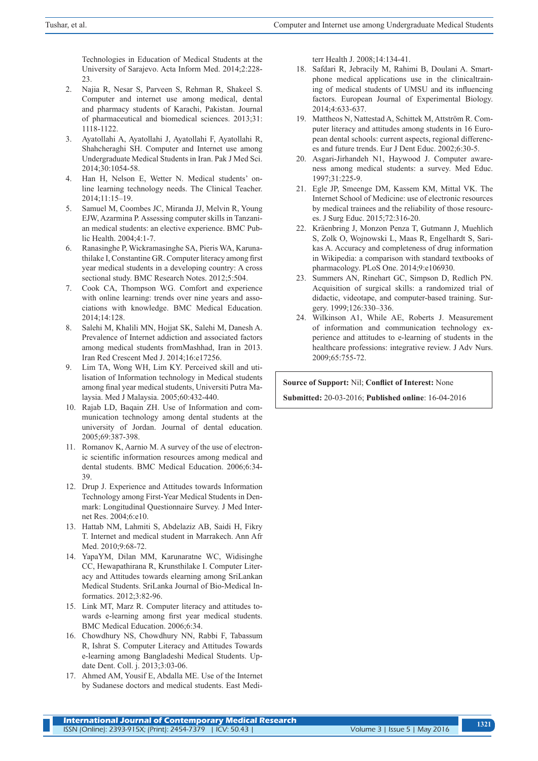Technologies in Education of Medical Students at the University of Sarajevo. Acta Inform Med. 2014;2:228-23.

2. Najia R, Nesar S, Parveen S, Rehman R, Shakeel S. Computer and internet use among medical, dental and pharmacy students of Karachi, Pakistan. Journal of pharmaceutical and biomedical sciences. 2013;31: 1118-1122.
3. Ayatollahi A, Ayatollahi J, Ayatollahi F, Ayatollahi R, Shahcheraghi SH. Computer and Internet use among Undergraduate Medical Students in Iran. Pak J Med Sci. 2014;30:1054-58.
4. Han H, Nelson E, Wetter N. Medical students' online learning technology needs. The Clinical Teacher. 2014;11:15–19.
5. Samuel M, Coombes JC, Miranda JJ, Melvin R, Young EJW, Azarmina P. Assessing computer skills in Tanzanian medical students: an elective experience. BMC Public Health. 2004;4:1-7.
6. Ranasinghe P, Wickramasinghe SA, Pieris WA, Karunathilake I, Constantine GR. Computer literacy among first year medical students in a developing country: A cross sectional study. BMC Research Notes. 2012;5:504.
7. Cook CA, Thompson WG. Comfort and experience with online learning: trends over nine years and associations with knowledge. BMC Medical Education. 2014;14:128.
8. Salehi M, Khalili MN, Hojjat SK, Salehi M, Danesh A. Prevalence of Internet addiction and associated factors among medical students fromMashhad, Iran in 2013. Iran Red Crescent Med J. 2014;16:e17256.
9. Lim TA, Wong WH, Lim KY. Perceived skill and utilisation of Information technology in Medical students among final year medical students, Universiti Putra Malaysia. Med J Malaysia. 2005;60:432-440.
10. Rajab LD, Baqain ZH. Use of Information and communication technology among dental students at the university of Jordan. Journal of dental education. 2005;69:387-398.
11. Romanov K, Aarnio M. A survey of the use of electronic scientific information resources among medical and dental students. BMC Medical Education. 2006;6:34-39.
12. Drup J. Experience and Attitudes towards Information Technology among First-Year Medical Students in Denmark: Longitudinal Questionnaire Survey. J Med Internet Res. 2004;6:e10.
13. Hattab NM, Lahmiti S, Abdelaziz AB, Saidi H, Fikry T. Internet and medical student in Marrakech. Ann Afr Med. 2010;9:68-72.
14. YapaYM, Dilan MM, Karunaratne WC, Widisinghe CC, Hewapathirana R, Krunsthilake I. Computer Literacy and Attitudes towards elearning among SriLankan Medical Students. SriLanka Journal of Bio-Medical Informatics. 2012;3:82-96.
15. Link MT, Marz R. Computer literacy and attitudes towards e-learning among first year medical students. BMC Medical Education. 2006;6:34.
16. Chowdhury NS, Chowdhury NN, Rabbi F, Tabassum R, Ishrat S. Computer Literacy and Attitudes Towards e-learning among Bangladeshi Medical Students. Update Dent. Coll. j. 2013;3:03-06.
17. Ahmed AM, Yousif E, Abdalla ME. Use of the Internet by Sudanese doctors and medical students. East Mediterr Health J. 2008;14:134-41.
18. Safdari R, Jebracily M, Rahimi B, Doulani A. Smartphone medical applications use in the clinicaltraining of medical students of UMSU and its influencing factors. European Journal of Experimental Biology. 2014;4:633-637.
19. Mattheos N, Nattestad A, Schittek M, Attström R. Computer literacy and attitudes among students in 16 European dental schools: current aspects, regional differences and future trends. Eur J Dent Educ. 2002;6:30-5.
20. Asgari-Jirhandeh N1, Haywood J. Computer awareness among medical students: a survey. Med Educ. 1997;31:225-9.
21. Egle JP, Smeenge DM, Kassem KM, Mittal VK. The Internet School of Medicine: use of electronic resources by medical trainees and the reliability of those resources. J Surg Educ. 2015;72:316-20.
22. Kräenbring J, Monzon Penza T, Gutmann J, Muehlich S, Zolk O, Wojnowski L, Maas R, Engelhardt S, Sarikas A. Accuracy and completeness of drug information in Wikipedia: a comparison with standard textbooks of pharmacology. PLoS One. 2014;9:e106930.
23. Summers AN, Rinehart GC, Simpson D, Redlich PN. Acquisition of surgical skills: a randomized trial of didactic, videotape, and computer-based training. Surgery. 1999;126:330–336.
24. Wilkinson A1, While AE, Roberts J. Measurement of information and communication technology experience and attitudes to e-learning of students in the healthcare professions: integrative review. J Adv Nurs. 2009;65:755-72.

**Source of Support:** Nil; **Conflict of Interest:** None

**Submitted:** 20-03-2016; **Published online**: 16-04-2016